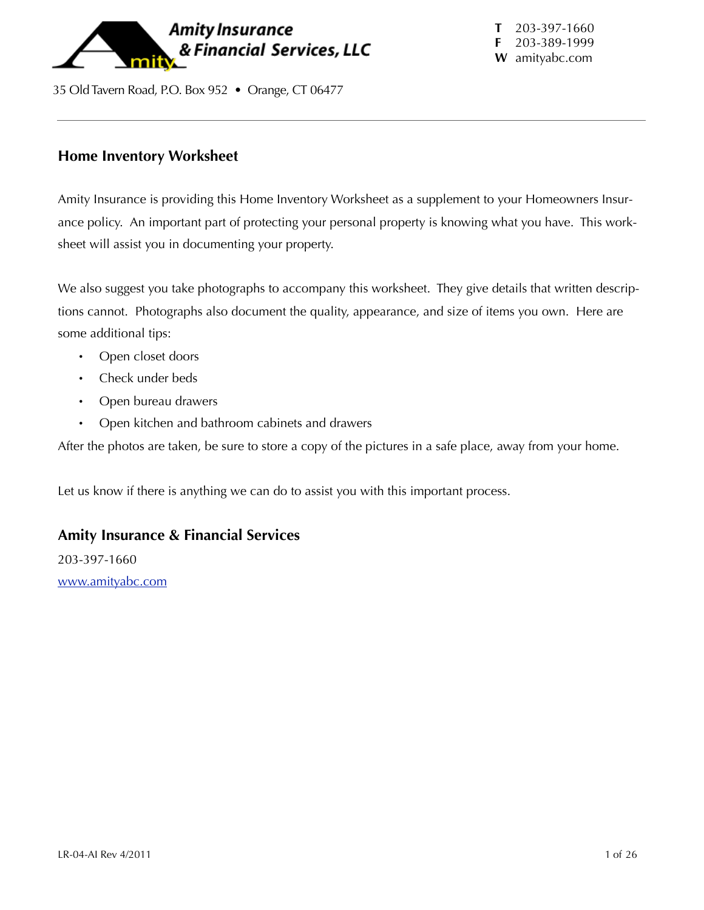**Amity Insurance & Financial Services, LLC**

35 Old Tavern Road, P.O. Box 952 • Orange, CT 06477

**T** 203-397-1660
**F** 203-389-1999
**W** amityabc.com

---

## Home Inventory Worksheet

Amity Insurance is providing this Home Inventory Worksheet as a supplement to your Homeowners Insurance policy. An important part of protecting your personal property is knowing what you have. This worksheet will assist you in documenting your property.

We also suggest you take photographs to accompany this worksheet. They give details that written descriptions cannot. Photographs also document the quality, appearance, and size of items you own. Here are some additional tips:

- Open closet doors
- Check under beds
- Open bureau drawers
- Open kitchen and bathroom cabinets and drawers

After the photos are taken, be sure to store a copy of the pictures in a safe place, away from your home.

Let us know if there is anything we can do to assist you with this important process.

## Amity Insurance & Financial Services

203-397-1660

www.amityabc.com

LR-04-AI Rev 4/2011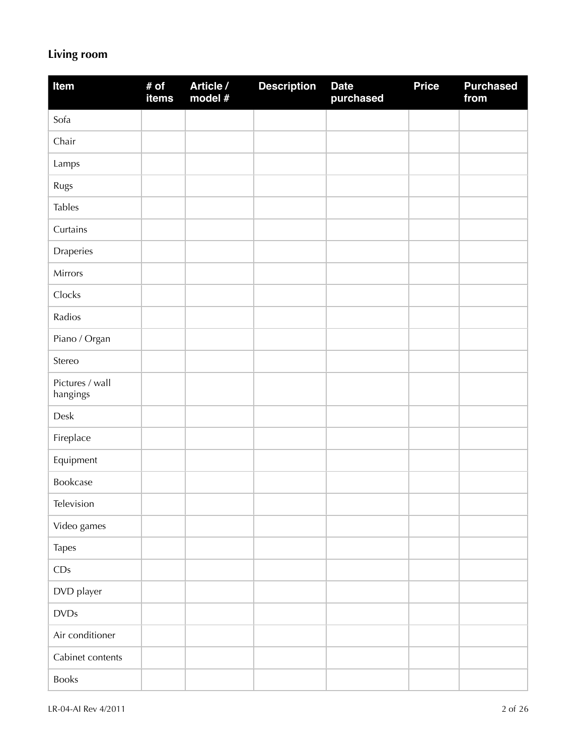## Living room

| Item | # of items | Article / model # | Description | Date purchased | Price | Purchased from |
|---|---|---|---|---|---|---|
| Sofa | | | | | | |
| Chair | | | | | | |
| Lamps | | | | | | |
| Rugs | | | | | | |
| Tables | | | | | | |
| Curtains | | | | | | |
| Draperies | | | | | | |
| Mirrors | | | | | | |
| Clocks | | | | | | |
| Radios | | | | | | |
| Piano / Organ | | | | | | |
| Stereo | | | | | | |
| Pictures / wall hangings | | | | | | |
| Desk | | | | | | |
| Fireplace | | | | | | |
| Equipment | | | | | | |
| Bookcase | | | | | | |
| Television | | | | | | |
| Video games | | | | | | |
| Tapes | | | | | | |
| CDs | | | | | | |
| DVD player | | | | | | |
| DVDs | | | | | | |
| Air conditioner | | | | | | |
| Cabinet contents | | | | | | |
| Books | | | | | | |

LR-04-AI Rev 4/2011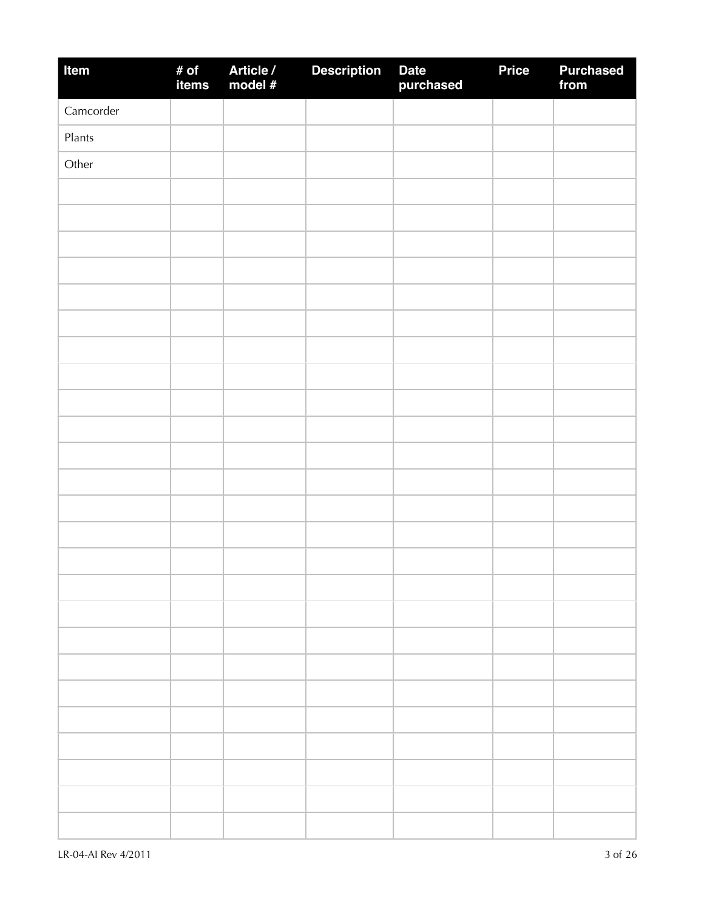| Item | # of items | Article / model # | Description | Date purchased | Price | Purchased from |
|---|---|---|---|---|---|---|
| Camcorder | | | | | | |
| Plants | | | | | | |
| Other | | | | | | |
| | | | | | | |
| | | | | | | |
| | | | | | | |
| | | | | | | |
| | | | | | | |
| | | | | | | |
| | | | | | | |
| | | | | | | |
| | | | | | | |
| | | | | | | |
| | | | | | | |
| | | | | | | |
| | | | | | | |
| | | | | | | |
| | | | | | | |
| | | | | | | |
| | | | | | | |
| | | | | | | |
| | | | | | | |
| | | | | | | |
| | | | | | | |
| | | | | | | |
| | | | | | | |
| | | | | | | |
| | | | | | | |

LR-04-AI Rev 4/2011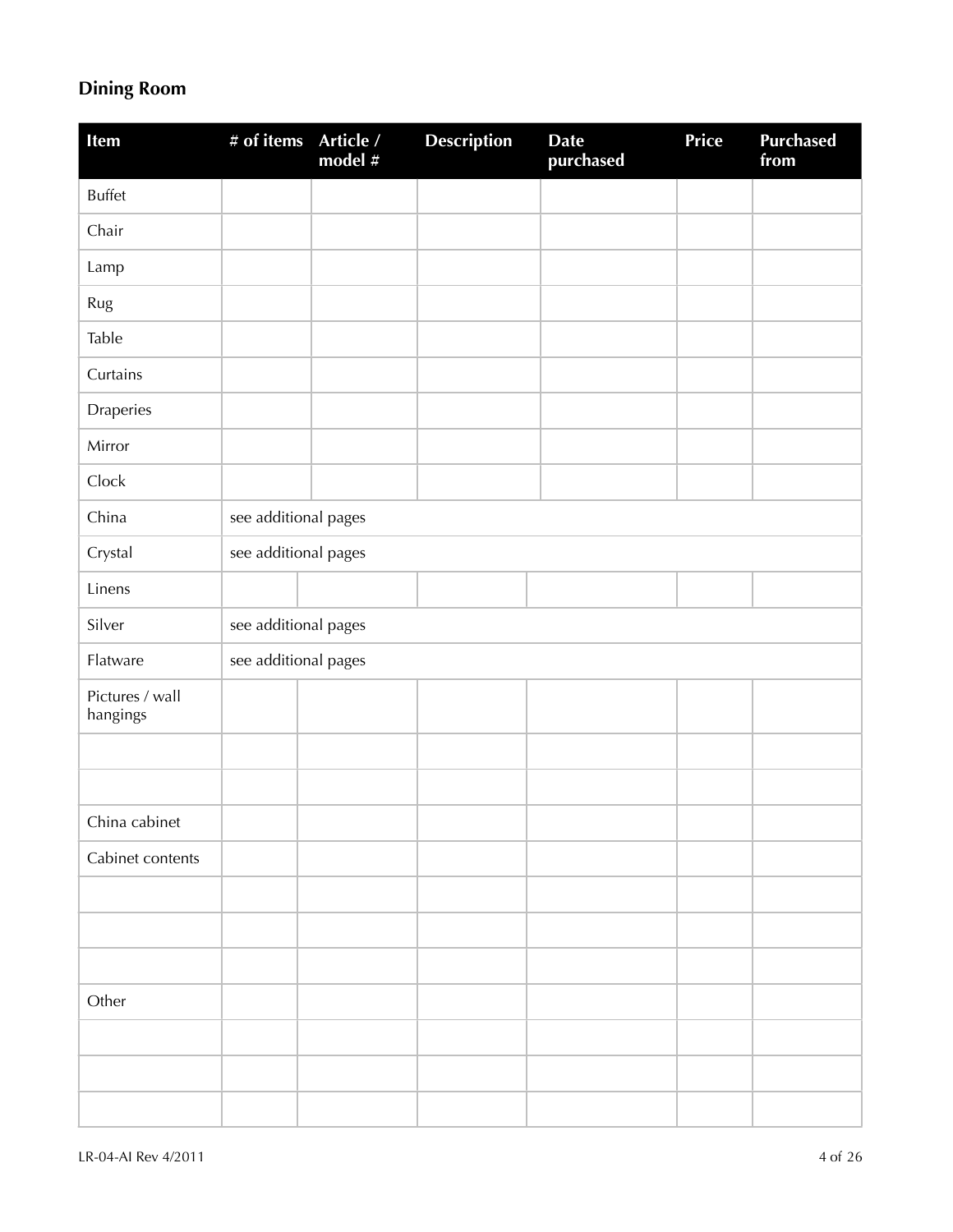## Dining Room

| Item | # of items | Article / model # | Description | Date purchased | Price | Purchased from |
|---|---|---|---|---|---|---|
| Buffet | | | | | | |
| Chair | | | | | | |
| Lamp | | | | | | |
| Rug | | | | | | |
| Table | | | | | | |
| Curtains | | | | | | |
| Draperies | | | | | | |
| Mirror | | | | | | |
| Clock | | | | | | |
| China | see additional pages | | | | | |
| Crystal | see additional pages | | | | | |
| Linens | | | | | | |
| Silver | see additional pages | | | | | |
| Flatware | see additional pages | | | | | |
| Pictures / wall hangings | | | | | | |
| | | | | | | |
| | | | | | | |
| China cabinet | | | | | | |
| Cabinet contents | | | | | | |
| | | | | | | |
| | | | | | | |
| | | | | | | |
| Other | | | | | | |
| | | | | | | |
| | | | | | | |
| | | | | | | |

LR-04-AI Rev 4/2011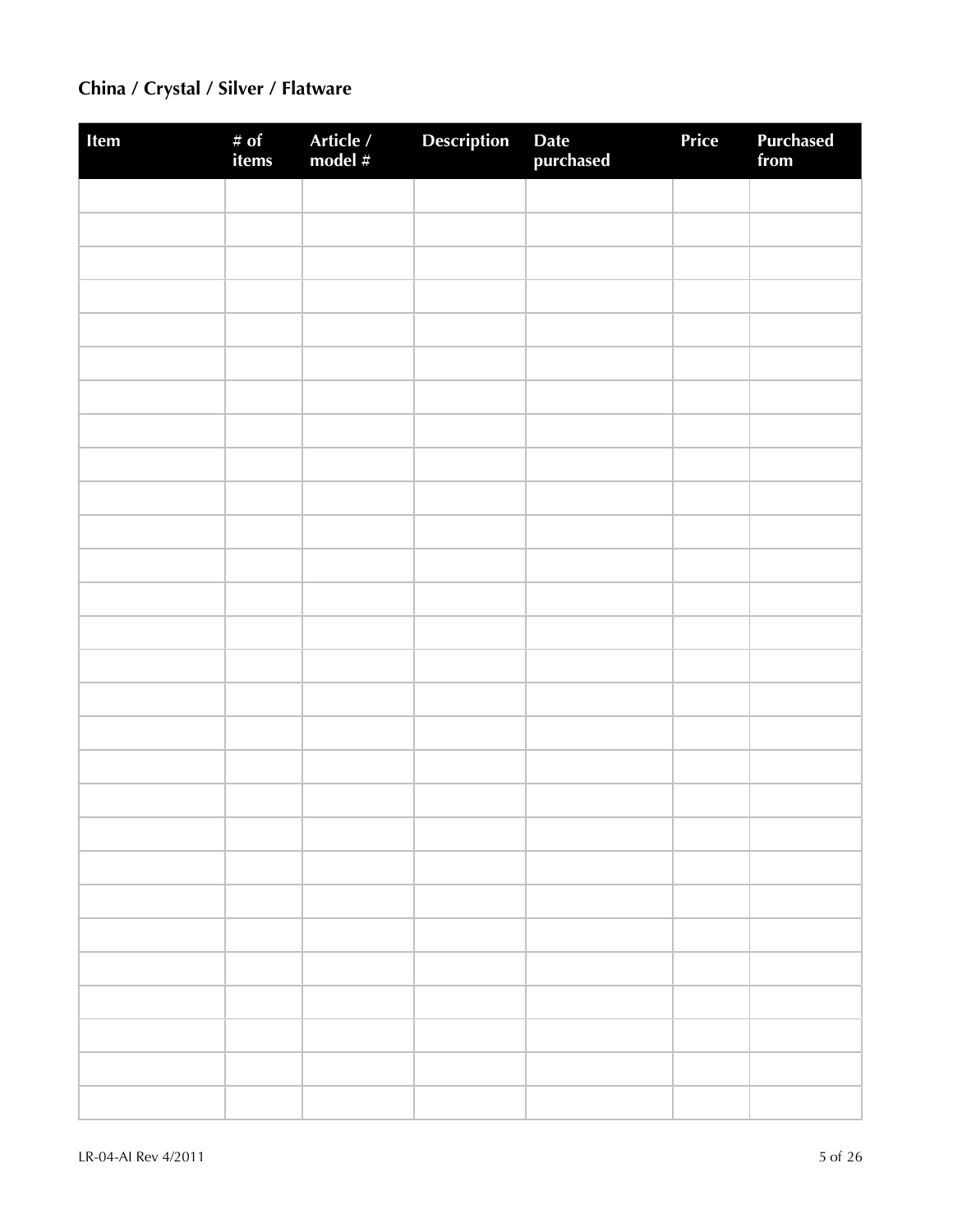**China / Crystal / Silver / Flatware**

| Item | # of items | Article / model # | Description | Date purchased | Price | Purchased from |
|---|---|---|---|---|---|---|
| | | | | | | |
| | | | | | | |
| | | | | | | |
| | | | | | | |
| | | | | | | |
| | | | | | | |
| | | | | | | |
| | | | | | | |
| | | | | | | |
| | | | | | | |
| | | | | | | |
| | | | | | | |
| | | | | | | |
| | | | | | | |
| | | | | | | |
| | | | | | | |
| | | | | | | |
| | | | | | | |
| | | | | | | |
| | | | | | | |
| | | | | | | |
| | | | | | | |
| | | | | | | |
| | | | | | | |
| | | | | | | |
| | | | | | | |
| | | | | | | |
| | | | | | | |

LR-04-AI Rev 4/2011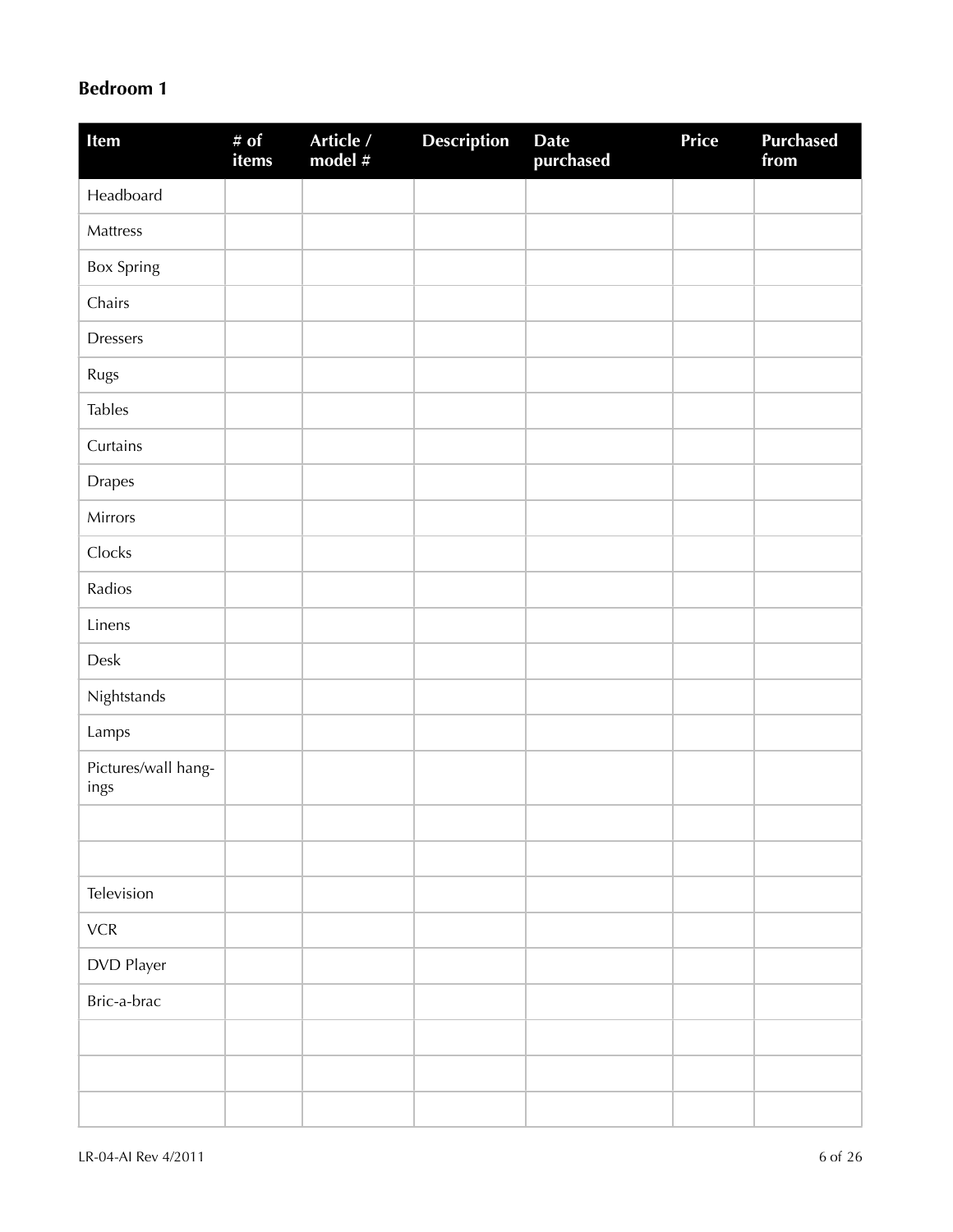## Bedroom 1

| Item | # of items | Article / model # | Description | Date purchased | Price | Purchased from |
|---|---|---|---|---|---|---|
| Headboard | | | | | | |
| Mattress | | | | | | |
| Box Spring | | | | | | |
| Chairs | | | | | | |
| Dressers | | | | | | |
| Rugs | | | | | | |
| Tables | | | | | | |
| Curtains | | | | | | |
| Drapes | | | | | | |
| Mirrors | | | | | | |
| Clocks | | | | | | |
| Radios | | | | | | |
| Linens | | | | | | |
| Desk | | | | | | |
| Nightstands | | | | | | |
| Lamps | | | | | | |
| Pictures/wall hangings | | | | | | |
| | | | | | | |
| | | | | | | |
| Television | | | | | | |
| VCR | | | | | | |
| DVD Player | | | | | | |
| Bric-a-brac | | | | | | |
| | | | | | | |
| | | | | | | |
| | | | | | | |

LR-04-AI Rev 4/2011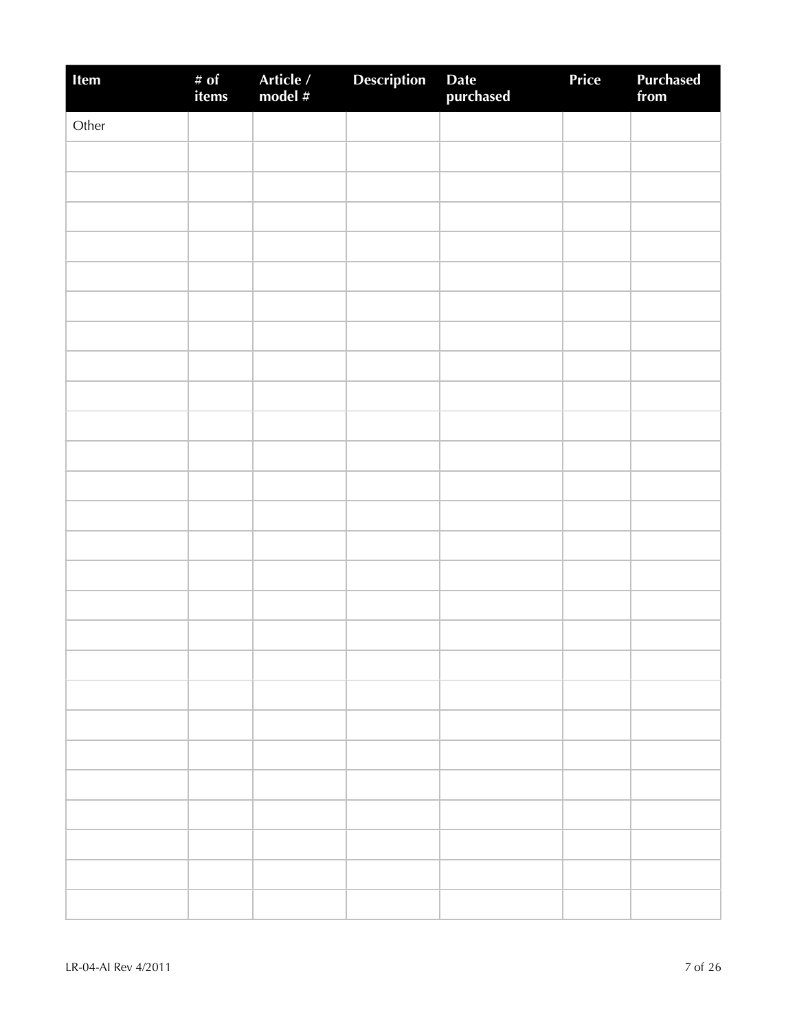| Item | # of items | Article / model # | Description | Date purchased | Price | Purchased from |
|---|---|---|---|---|---|---|
| Other | | | | | | |
| | | | | | | |
| | | | | | | |
| | | | | | | |
| | | | | | | |
| | | | | | | |
| | | | | | | |
| | | | | | | |
| | | | | | | |
| | | | | | | |
| | | | | | | |
| | | | | | | |
| | | | | | | |
| | | | | | | |
| | | | | | | |
| | | | | | | |
| | | | | | | |
| | | | | | | |
| | | | | | | |
| | | | | | | |
| | | | | | | |
| | | | | | | |
| | | | | | | |
| | | | | | | |
| | | | | | | |
| | | | | | | |
| | | | | | | |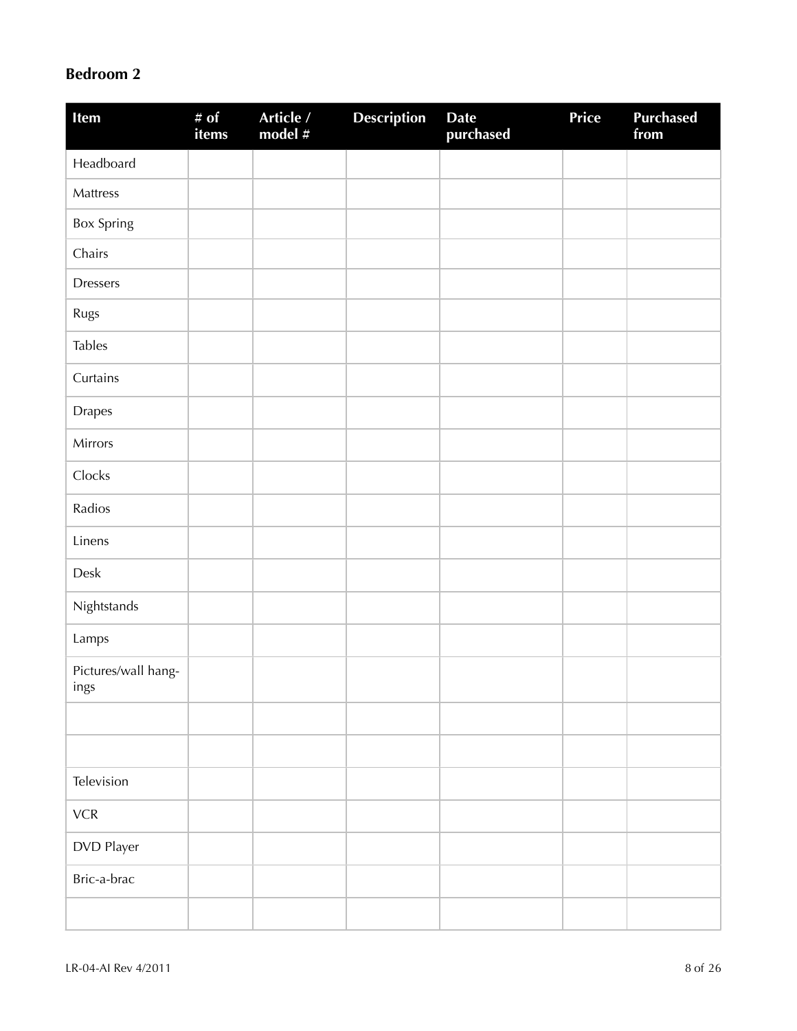## Bedroom 2

| Item | # of items | Article / model # | Description | Date purchased | Price | Purchased from |
|---|---|---|---|---|---|---|
| Headboard | | | | | | |
| Mattress | | | | | | |
| Box Spring | | | | | | |
| Chairs | | | | | | |
| Dressers | | | | | | |
| Rugs | | | | | | |
| Tables | | | | | | |
| Curtains | | | | | | |
| Drapes | | | | | | |
| Mirrors | | | | | | |
| Clocks | | | | | | |
| Radios | | | | | | |
| Linens | | | | | | |
| Desk | | | | | | |
| Nightstands | | | | | | |
| Lamps | | | | | | |
| Pictures/wall hangings | | | | | | |
| | | | | | | |
| | | | | | | |
| Television | | | | | | |
| VCR | | | | | | |
| DVD Player | | | | | | |
| Bric-a-brac | | | | | | |
| | | | | | | |

LR-04-AI Rev 4/2011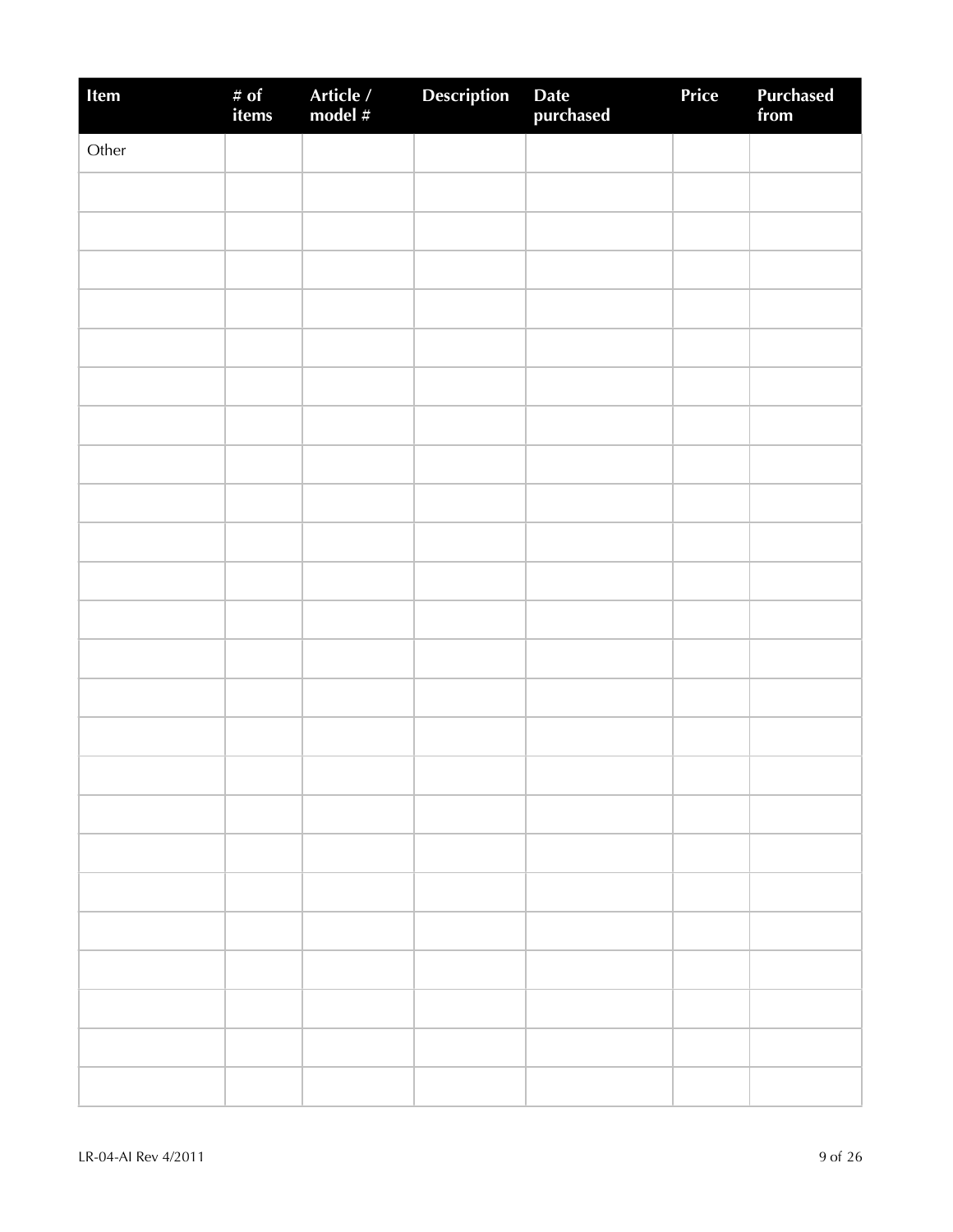| Item | # of items | Article / model # | Description | Date purchased | Price | Purchased from |
| --- | --- | --- | --- | --- | --- | --- |
| Other | | | | | | |
| | | | | | | |
| | | | | | | |
| | | | | | | |
| | | | | | | |
| | | | | | | |
| | | | | | | |
| | | | | | | |
| | | | | | | |
| | | | | | | |
| | | | | | | |
| | | | | | | |
| | | | | | | |
| | | | | | | |
| | | | | | | |
| | | | | | | |
| | | | | | | |
| | | | | | | |
| | | | | | | |
| | | | | | | |
| | | | | | | |
| | | | | | | |
| | | | | | | |
| | | | | | | |
| | | | | | | |

LR-04-AI Rev 4/2011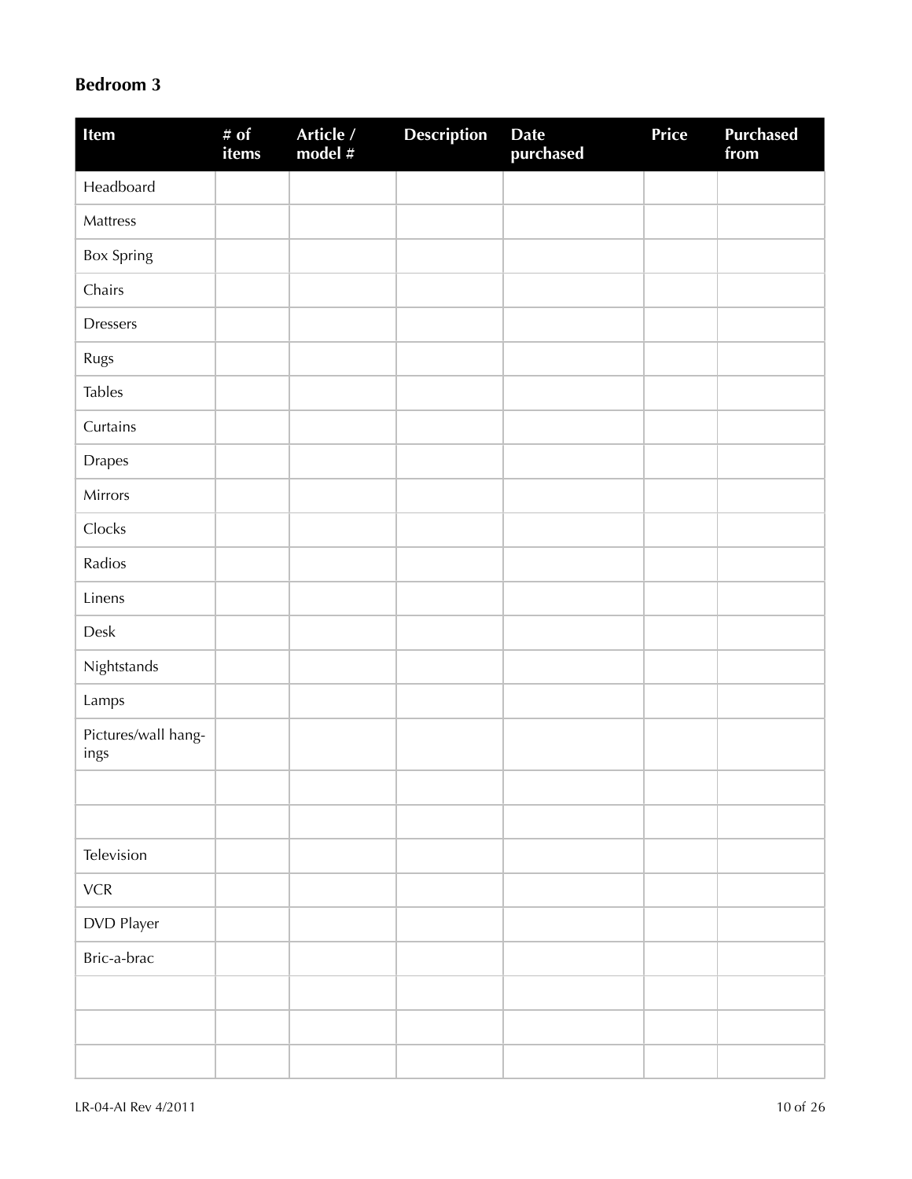## Bedroom 3

| Item | # of items | Article / model # | Description | Date purchased | Price | Purchased from |
|---|---|---|---|---|---|---|
| Headboard | | | | | | |
| Mattress | | | | | | |
| Box Spring | | | | | | |
| Chairs | | | | | | |
| Dressers | | | | | | |
| Rugs | | | | | | |
| Tables | | | | | | |
| Curtains | | | | | | |
| Drapes | | | | | | |
| Mirrors | | | | | | |
| Clocks | | | | | | |
| Radios | | | | | | |
| Linens | | | | | | |
| Desk | | | | | | |
| Nightstands | | | | | | |
| Lamps | | | | | | |
| Pictures/wall hangings | | | | | | |
| | | | | | | |
| | | | | | | |
| Television | | | | | | |
| VCR | | | | | | |
| DVD Player | | | | | | |
| Bric-a-brac | | | | | | |
| | | | | | | |
| | | | | | | |
| | | | | | | |

LR-04-AI Rev 4/2011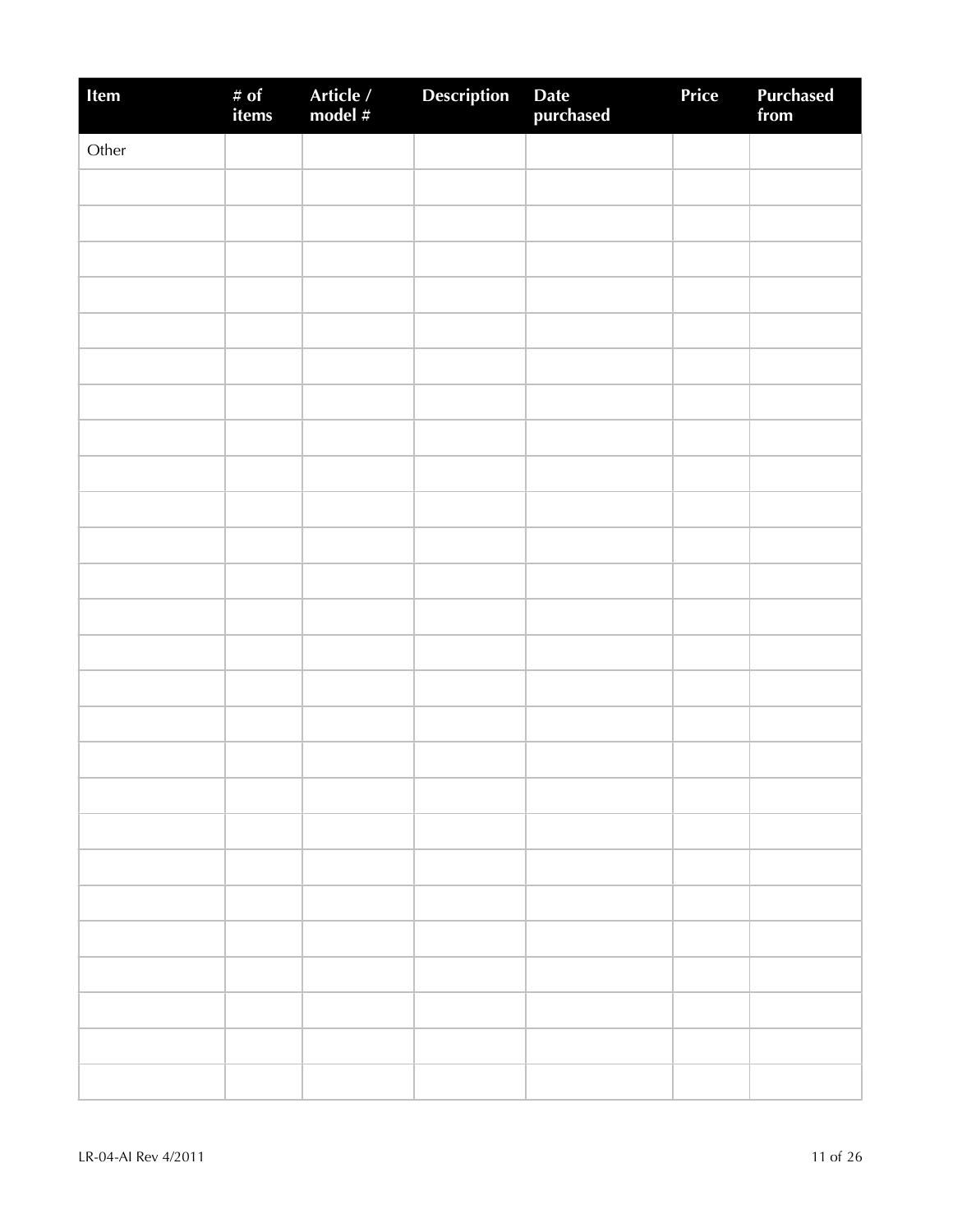| Item | # of items | Article / model # | Description | Date purchased | Price | Purchased from |
|---|---|---|---|---|---|---|
| Other | | | | | | |
| | | | | | | |
| | | | | | | |
| | | | | | | |
| | | | | | | |
| | | | | | | |
| | | | | | | |
| | | | | | | |
| | | | | | | |
| | | | | | | |
| | | | | | | |
| | | | | | | |
| | | | | | | |
| | | | | | | |
| | | | | | | |
| | | | | | | |
| | | | | | | |
| | | | | | | |
| | | | | | | |
| | | | | | | |
| | | | | | | |
| | | | | | | |
| | | | | | | |
| | | | | | | |
| | | | | | | |
| | | | | | | |

LR-04-AI Rev 4/2011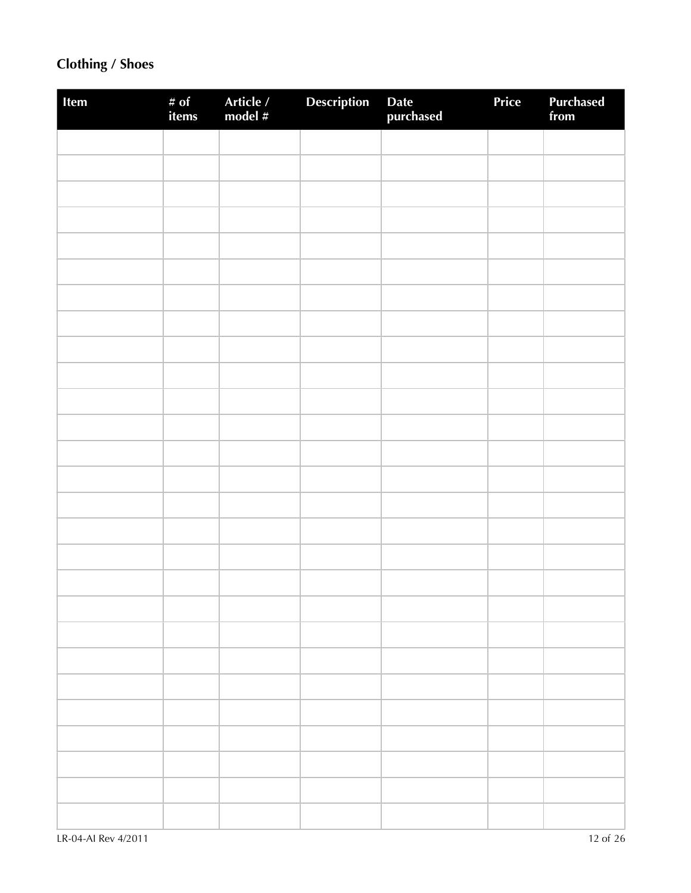## Clothing / Shoes

| Item | # of items | Article / model # | Description | Date purchased | Price | Purchased from |
|---|---|---|---|---|---|---|
| | | | | | | |
| | | | | | | |
| | | | | | | |
| | | | | | | |
| | | | | | | |
| | | | | | | |
| | | | | | | |
| | | | | | | |
| | | | | | | |
| | | | | | | |
| | | | | | | |
| | | | | | | |
| | | | | | | |
| | | | | | | |
| | | | | | | |
| | | | | | | |
| | | | | | | |
| | | | | | | |
| | | | | | | |
| | | | | | | |
| | | | | | | |
| | | | | | | |
| | | | | | | |
| | | | | | | |
| | | | | | | |
| | | | | | | |
| | | | | | | |
| | | | | | | |

LR-04-AI Rev 4/2011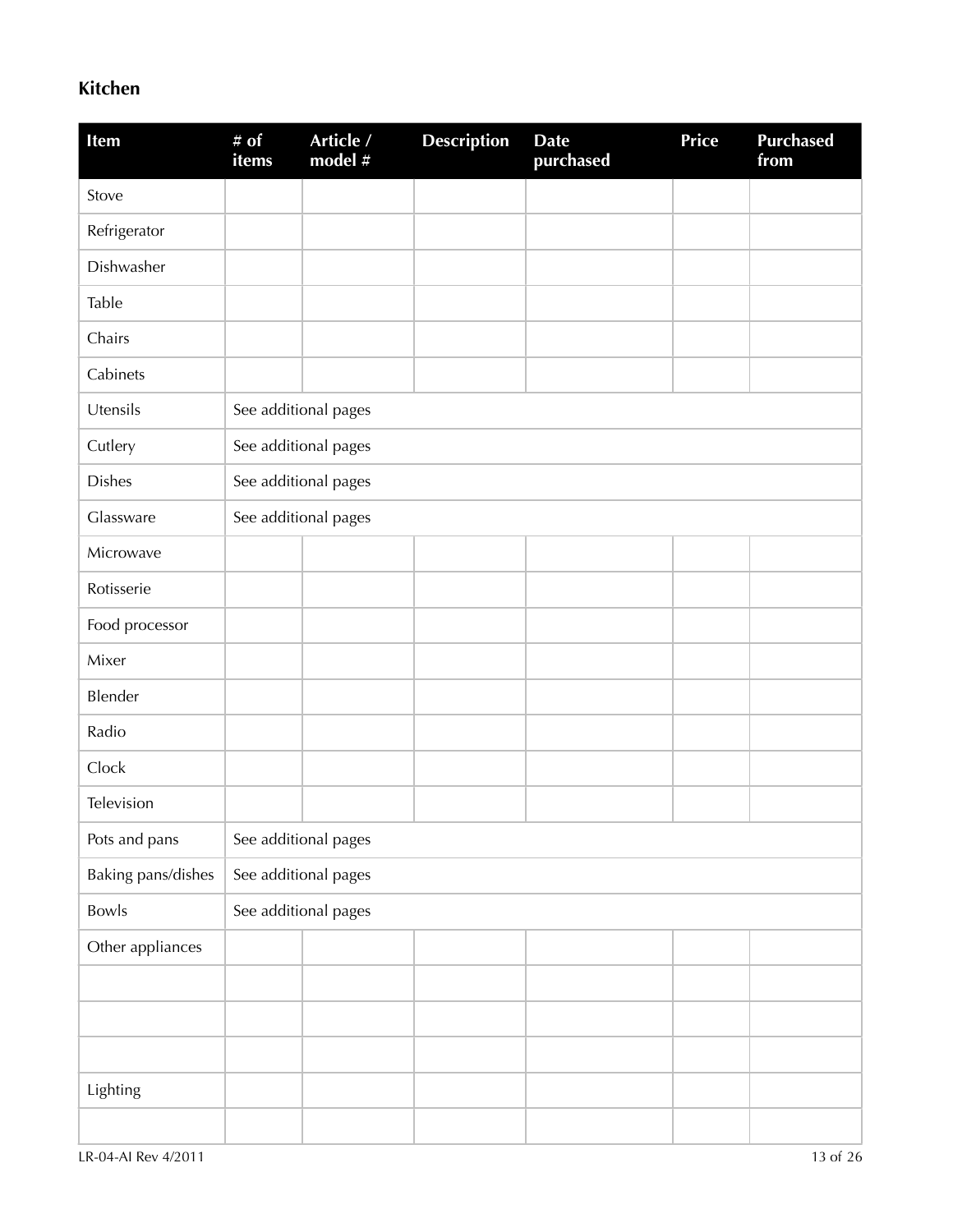## Kitchen

| Item | # of items | Article / model # | Description | Date purchased | Price | Purchased from |
|---|---|---|---|---|---|---|
| Stove | | | | | | |
| Refrigerator | | | | | | |
| Dishwasher | | | | | | |
| Table | | | | | | |
| Chairs | | | | | | |
| Cabinets | | | | | | |
| Utensils | See additional pages | | | | | |
| Cutlery | See additional pages | | | | | |
| Dishes | See additional pages | | | | | |
| Glassware | See additional pages | | | | | |
| Microwave | | | | | | |
| Rotisserie | | | | | | |
| Food processor | | | | | | |
| Mixer | | | | | | |
| Blender | | | | | | |
| Radio | | | | | | |
| Clock | | | | | | |
| Television | | | | | | |
| Pots and pans | See additional pages | | | | | |
| Baking pans/dishes | See additional pages | | | | | |
| Bowls | See additional pages | | | | | |
| Other appliances | | | | | | |
| | | | | | | |
| | | | | | | |
| | | | | | | |
| Lighting | | | | | | |
| | | | | | | |

LR-04-AI Rev 4/2011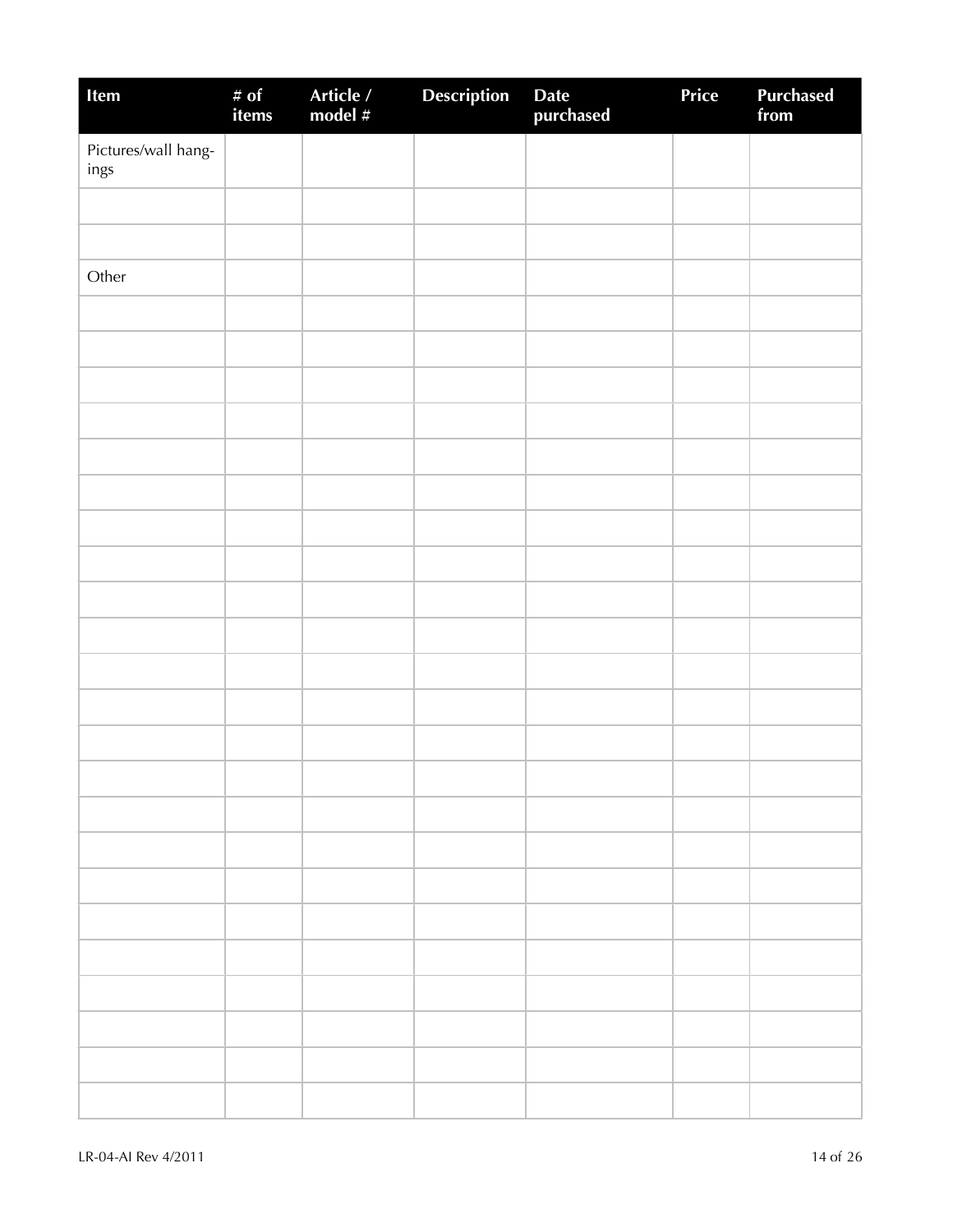| Item | # of items | Article / model # | Description | Date purchased | Price | Purchased from |
|---|---|---|---|---|---|---|
| Pictures/wall hangings | | | | | | |
| | | | | | | |
| | | | | | | |
| Other | | | | | | |
| | | | | | | |
| | | | | | | |
| | | | | | | |
| | | | | | | |
| | | | | | | |
| | | | | | | |
| | | | | | | |
| | | | | | | |
| | | | | | | |
| | | | | | | |
| | | | | | | |
| | | | | | | |
| | | | | | | |
| | | | | | | |
| | | | | | | |
| | | | | | | |
| | | | | | | |
| | | | | | | |
| | | | | | | |
| | | | | | | |
| | | | | | | |
| | | | | | | |
| | | | | | | |

LR-04-AI Rev 4/2011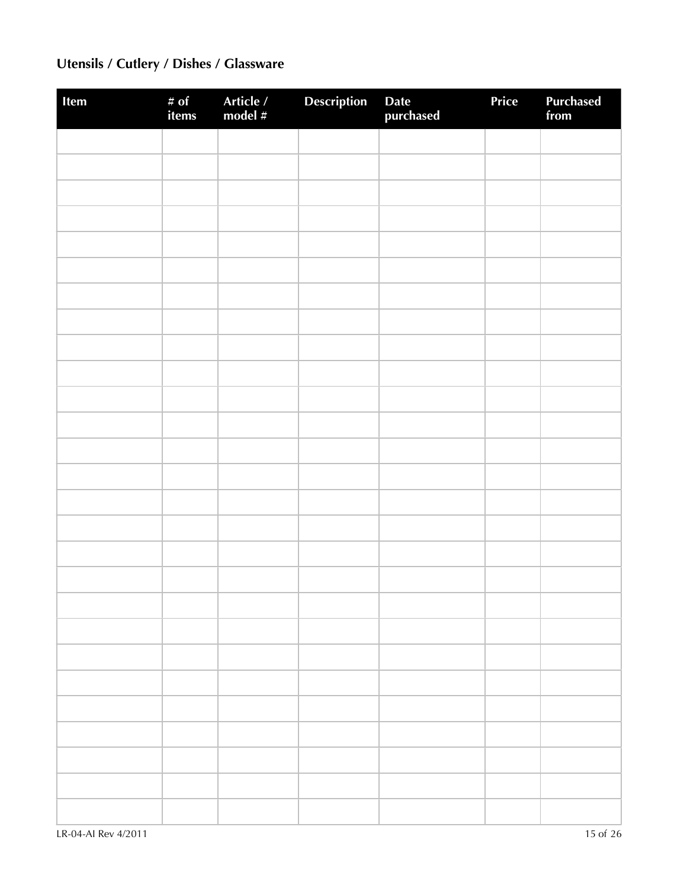## Utensils / Cutlery / Dishes / Glassware

| Item | # of items | Article / model # | Description | Date purchased | Price | Purchased from |
|---|---|---|---|---|---|---|
| | | | | | | |
| | | | | | | |
| | | | | | | |
| | | | | | | |
| | | | | | | |
| | | | | | | |
| | | | | | | |
| | | | | | | |
| | | | | | | |
| | | | | | | |
| | | | | | | |
| | | | | | | |
| | | | | | | |
| | | | | | | |
| | | | | | | |
| | | | | | | |
| | | | | | | |
| | | | | | | |
| | | | | | | |
| | | | | | | |
| | | | | | | |
| | | | | | | |
| | | | | | | |
| | | | | | | |
| | | | | | | |
| | | | | | | |
| | | | | | | |

LR-04-AI Rev 4/2011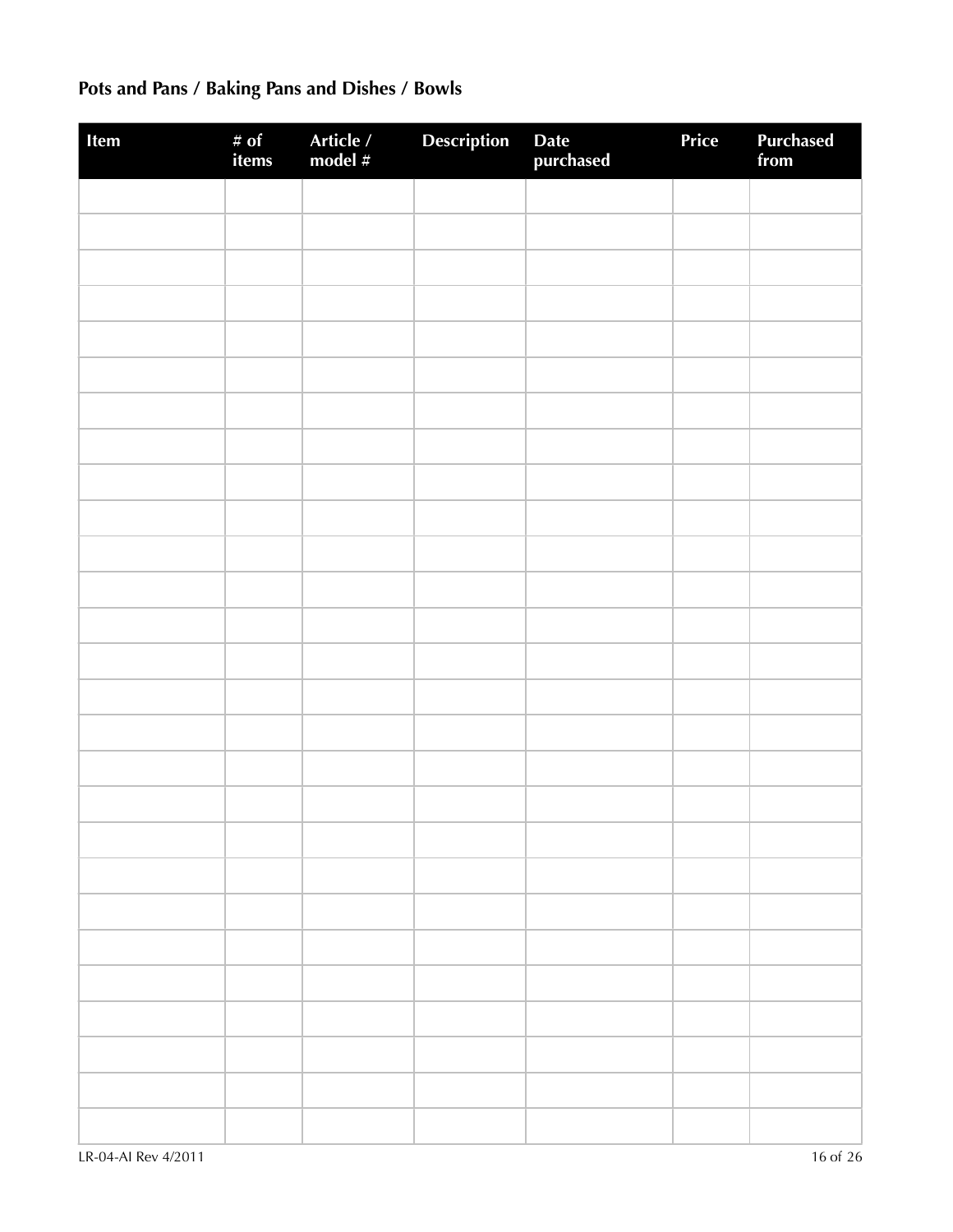## Pots and Pans / Baking Pans and Dishes / Bowls

| Item | # of items | Article / model # | Description | Date purchased | Price | Purchased from |
|---|---|---|---|---|---|---|
| | | | | | | |
| | | | | | | |
| | | | | | | |
| | | | | | | |
| | | | | | | |
| | | | | | | |
| | | | | | | |
| | | | | | | |
| | | | | | | |
| | | | | | | |
| | | | | | | |
| | | | | | | |
| | | | | | | |
| | | | | | | |
| | | | | | | |
| | | | | | | |
| | | | | | | |
| | | | | | | |
| | | | | | | |
| | | | | | | |
| | | | | | | |
| | | | | | | |
| | | | | | | |
| | | | | | | |
| | | | | | | |
| | | | | | | |
| | | | | | | |
| | | | | | | |

LR-04-AI Rev 4/2011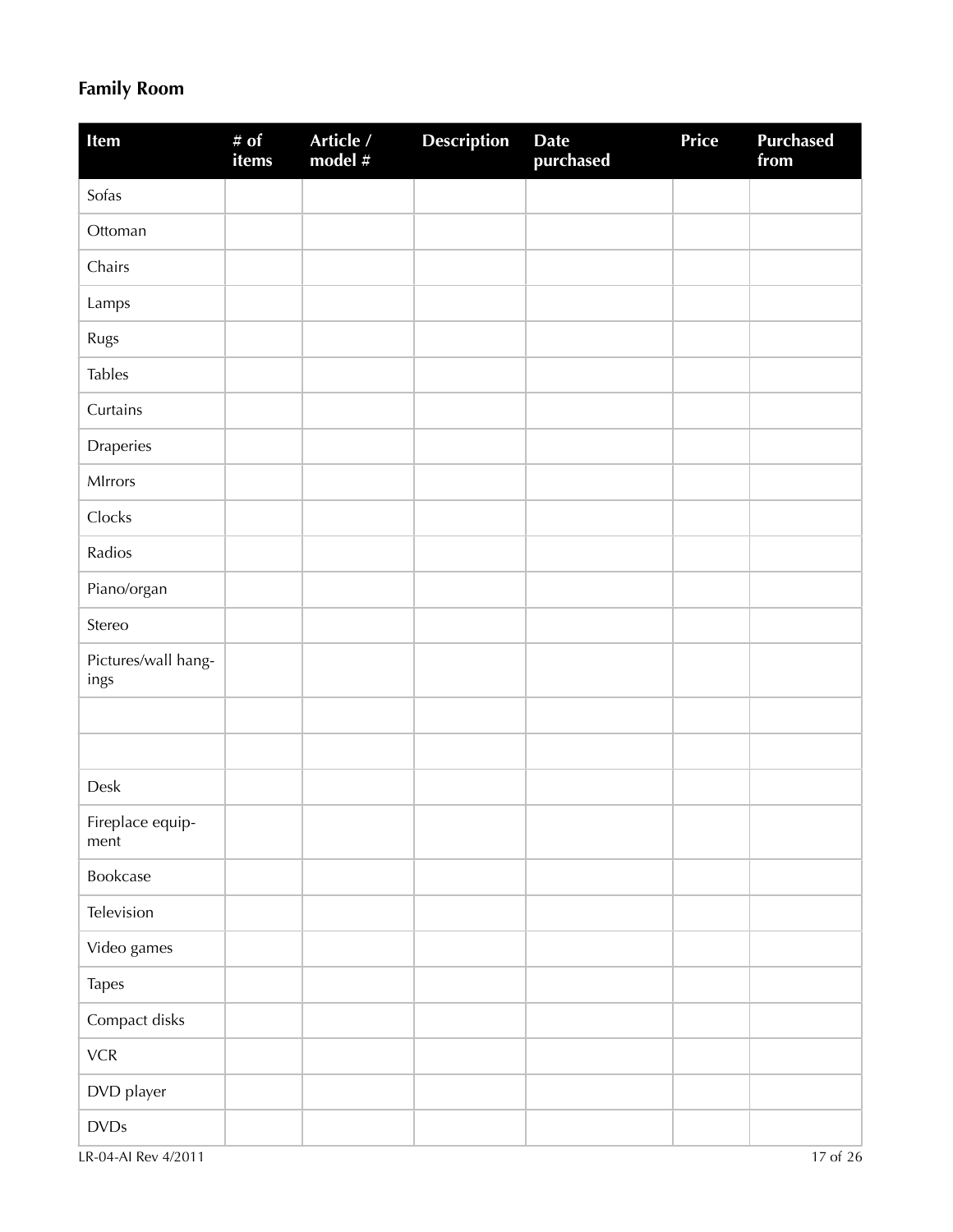## Family Room

| Item | # of items | Article / model # | Description | Date purchased | Price | Purchased from |
| --- | --- | --- | --- | --- | --- | --- |
| Sofas | | | | | | |
| Ottoman | | | | | | |
| Chairs | | | | | | |
| Lamps | | | | | | |
| Rugs | | | | | | |
| Tables | | | | | | |
| Curtains | | | | | | |
| Draperies | | | | | | |
| MIrrors | | | | | | |
| Clocks | | | | | | |
| Radios | | | | | | |
| Piano/organ | | | | | | |
| Stereo | | | | | | |
| Pictures/wall hang-ings | | | | | | |
| | | | | | | |
| | | | | | | |
| Desk | | | | | | |
| Fireplace equip-ment | | | | | | |
| Bookcase | | | | | | |
| Television | | | | | | |
| Video games | | | | | | |
| Tapes | | | | | | |
| Compact disks | | | | | | |
| VCR | | | | | | |
| DVD player | | | | | | |
| DVDs | | | | | | |

LR-04-AI Rev 4/2011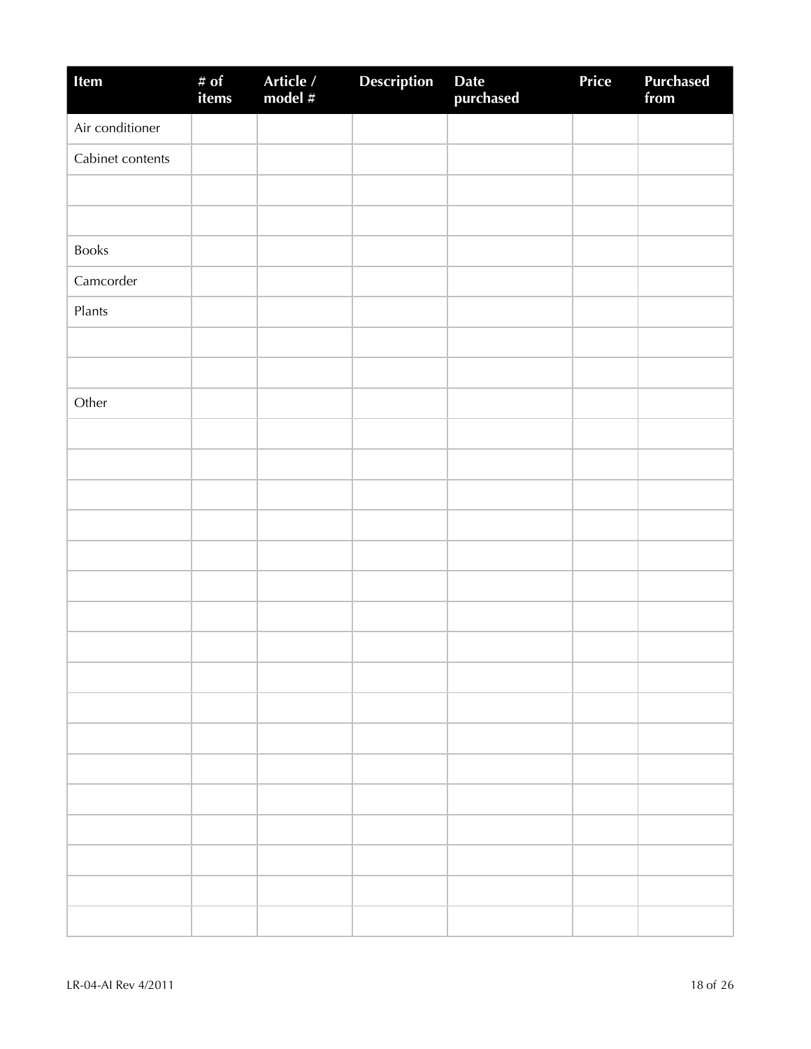| Item | # of items | Article / model # | Description | Date purchased | Price | Purchased from |
|---|---|---|---|---|---|---|
| Air conditioner | | | | | | |
| Cabinet contents | | | | | | |
| | | | | | | |
| | | | | | | |
| Books | | | | | | |
| Camcorder | | | | | | |
| Plants | | | | | | |
| | | | | | | |
| | | | | | | |
| Other | | | | | | |
| | | | | | | |
| | | | | | | |
| | | | | | | |
| | | | | | | |
| | | | | | | |
| | | | | | | |
| | | | | | | |
| | | | | | | |
| | | | | | | |
| | | | | | | |
| | | | | | | |
| | | | | | | |
| | | | | | | |
| | | | | | | |
| | | | | | | |
| | | | | | | |
| | | | | | | |
| | | | | | | |

LR-04-AI Rev 4/2011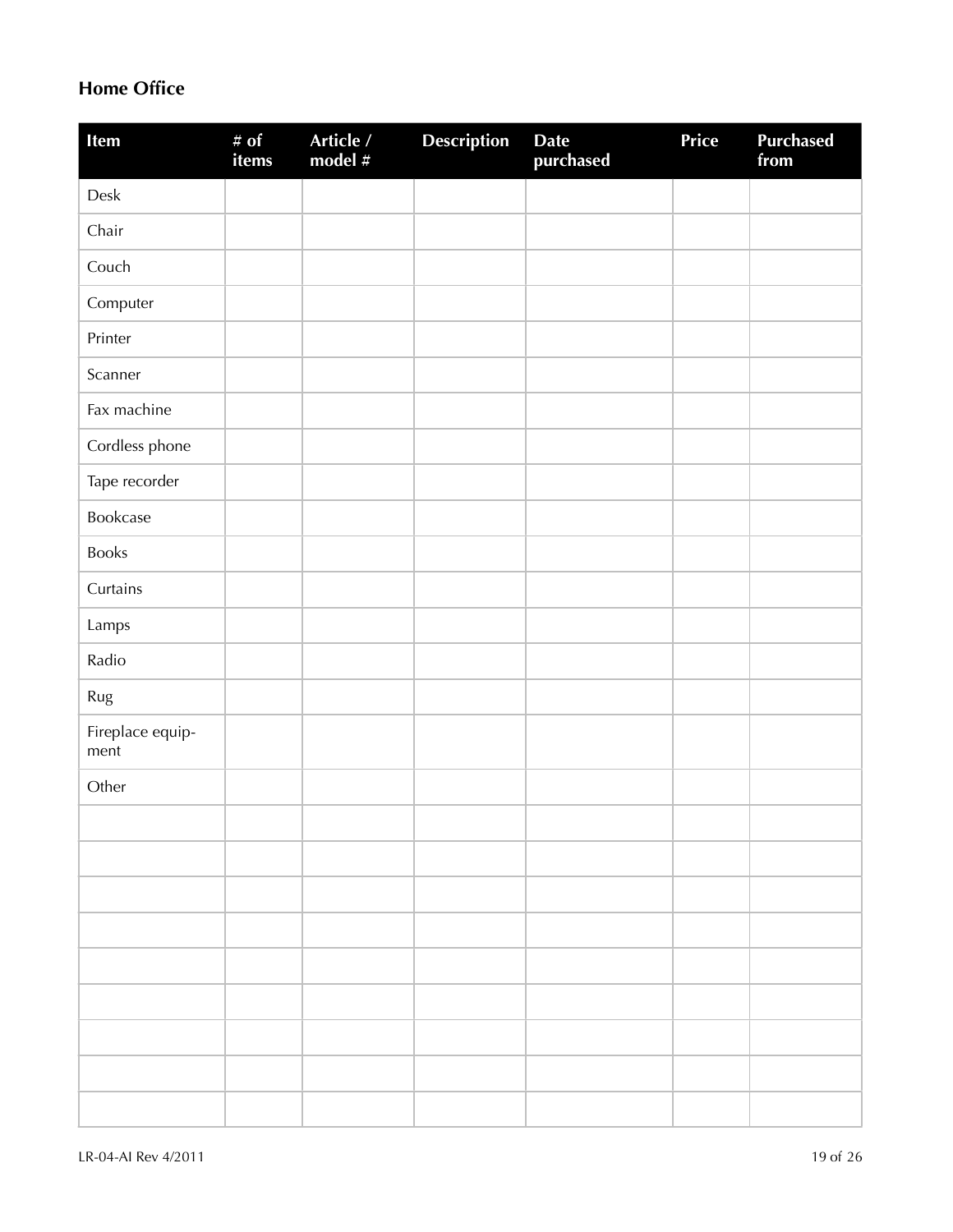## Home Office

| Item | # of items | Article / model # | Description | Date purchased | Price | Purchased from |
|---|---|---|---|---|---|---|
| Desk | | | | | | |
| Chair | | | | | | |
| Couch | | | | | | |
| Computer | | | | | | |
| Printer | | | | | | |
| Scanner | | | | | | |
| Fax machine | | | | | | |
| Cordless phone | | | | | | |
| Tape recorder | | | | | | |
| Bookcase | | | | | | |
| Books | | | | | | |
| Curtains | | | | | | |
| Lamps | | | | | | |
| Radio | | | | | | |
| Rug | | | | | | |
| Fireplace equipment | | | | | | |
| Other | | | | | | |
| | | | | | | |
| | | | | | | |
| | | | | | | |
| | | | | | | |
| | | | | | | |
| | | | | | | |
| | | | | | | |
| | | | | | | |
| | | | | | | |

LR-04-AI Rev 4/2011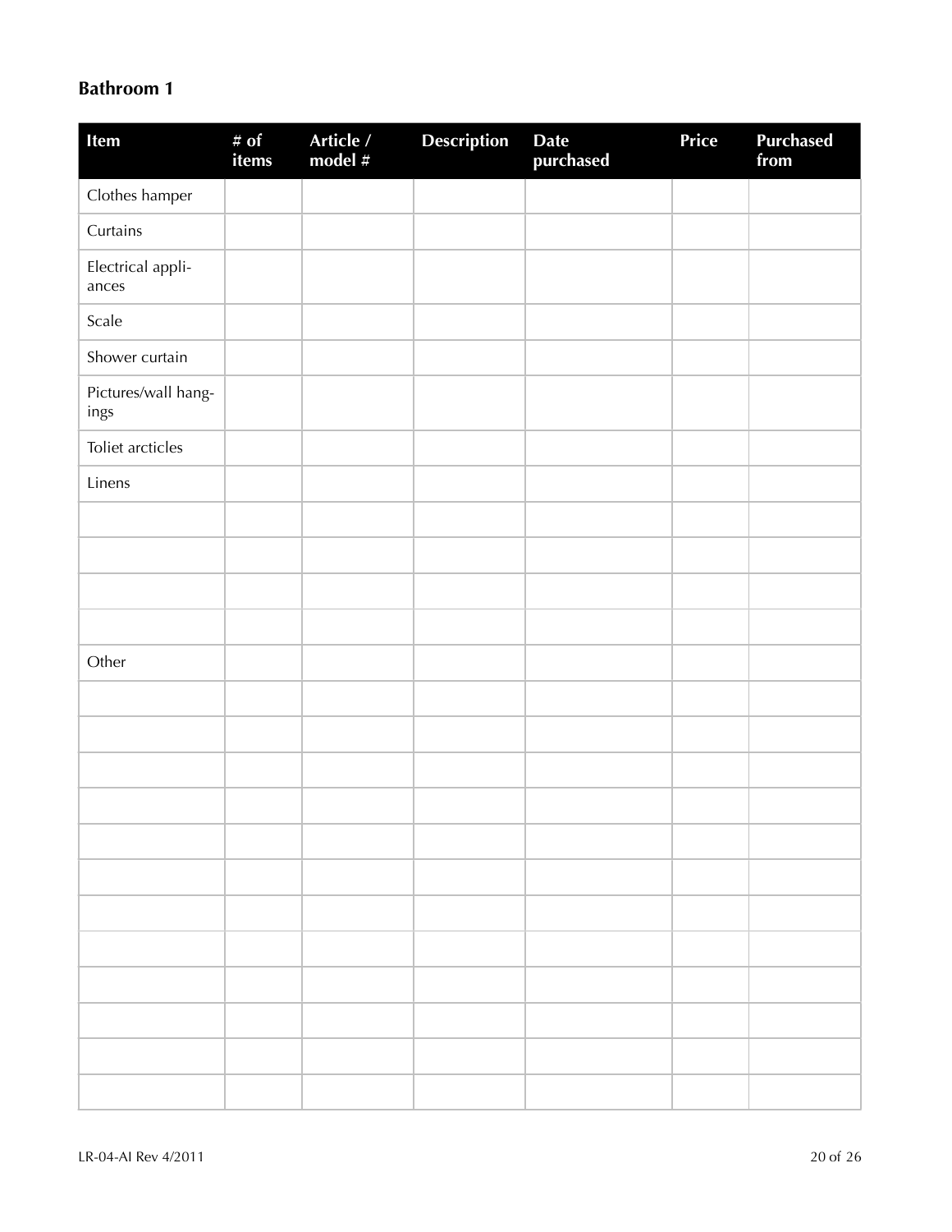## Bathroom 1

| Item | # of items | Article / model # | Description | Date purchased | Price | Purchased from |
|---|---|---|---|---|---|---|
| Clothes hamper | | | | | | |
| Curtains | | | | | | |
| Electrical appliances | | | | | | |
| Scale | | | | | | |
| Shower curtain | | | | | | |
| Pictures/wall hangings | | | | | | |
| Toliet arcticles | | | | | | |
| Linens | | | | | | |
| | | | | | | |
| | | | | | | |
| | | | | | | |
| | | | | | | |
| Other | | | | | | |
| | | | | | | |
| | | | | | | |
| | | | | | | |
| | | | | | | |
| | | | | | | |
| | | | | | | |
| | | | | | | |
| | | | | | | |
| | | | | | | |
| | | | | | | |
| | | | | | | |
| | | | | | | |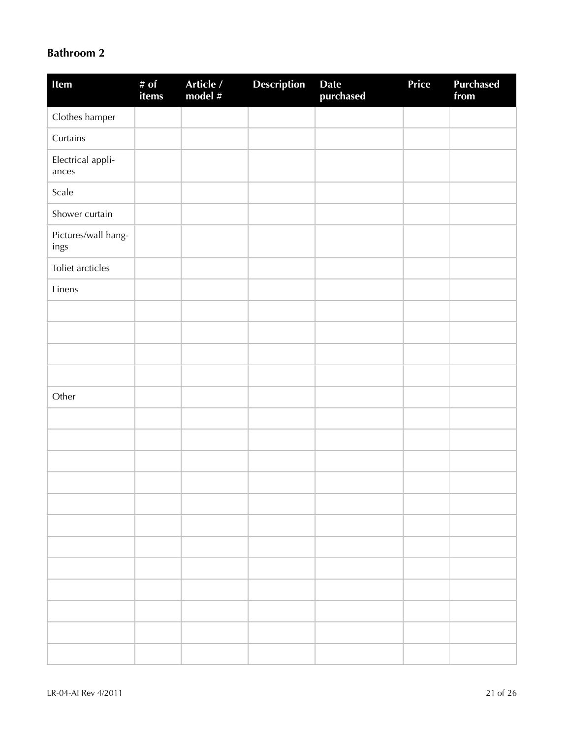## Bathroom 2

| Item | # of items | Article / model # | Description | Date purchased | Price | Purchased from |
|---|---|---|---|---|---|---|
| Clothes hamper | | | | | | |
| Curtains | | | | | | |
| Electrical appliances | | | | | | |
| Scale | | | | | | |
| Shower curtain | | | | | | |
| Pictures/wall hangings | | | | | | |
| Toliet arcticles | | | | | | |
| Linens | | | | | | |
| | | | | | | |
| | | | | | | |
| | | | | | | |
| | | | | | | |
| Other | | | | | | |
| | | | | | | |
| | | | | | | |
| | | | | | | |
| | | | | | | |
| | | | | | | |
| | | | | | | |
| | | | | | | |
| | | | | | | |
| | | | | | | |
| | | | | | | |
| | | | | | | |
| | | | | | | |

LR-04-AI Rev 4/2011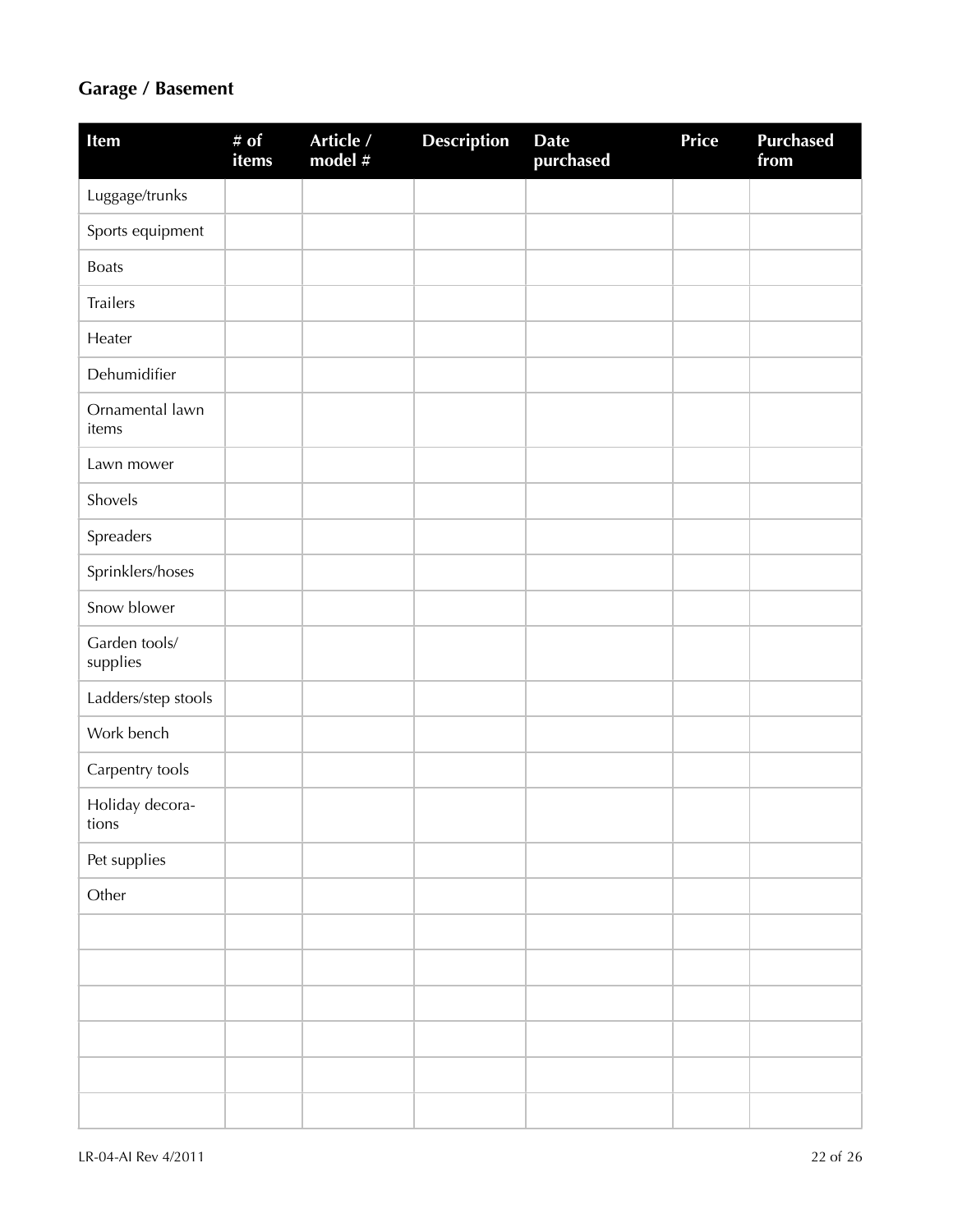## Garage / Basement

| Item | # of items | Article / model # | Description | Date purchased | Price | Purchased from |
|---|---|---|---|---|---|---|
| Luggage/trunks | | | | | | |
| Sports equipment | | | | | | |
| Boats | | | | | | |
| Trailers | | | | | | |
| Heater | | | | | | |
| Dehumidifier | | | | | | |
| Ornamental lawn items | | | | | | |
| Lawn mower | | | | | | |
| Shovels | | | | | | |
| Spreaders | | | | | | |
| Sprinklers/hoses | | | | | | |
| Snow blower | | | | | | |
| Garden tools/ supplies | | | | | | |
| Ladders/step stools | | | | | | |
| Work bench | | | | | | |
| Carpentry tools | | | | | | |
| Holiday decorations | | | | | | |
| Pet supplies | | | | | | |
| Other | | | | | | |
| | | | | | | |
| | | | | | | |
| | | | | | | |
| | | | | | | |
| | | | | | | |
| | | | | | | |

LR-04-AI Rev 4/2011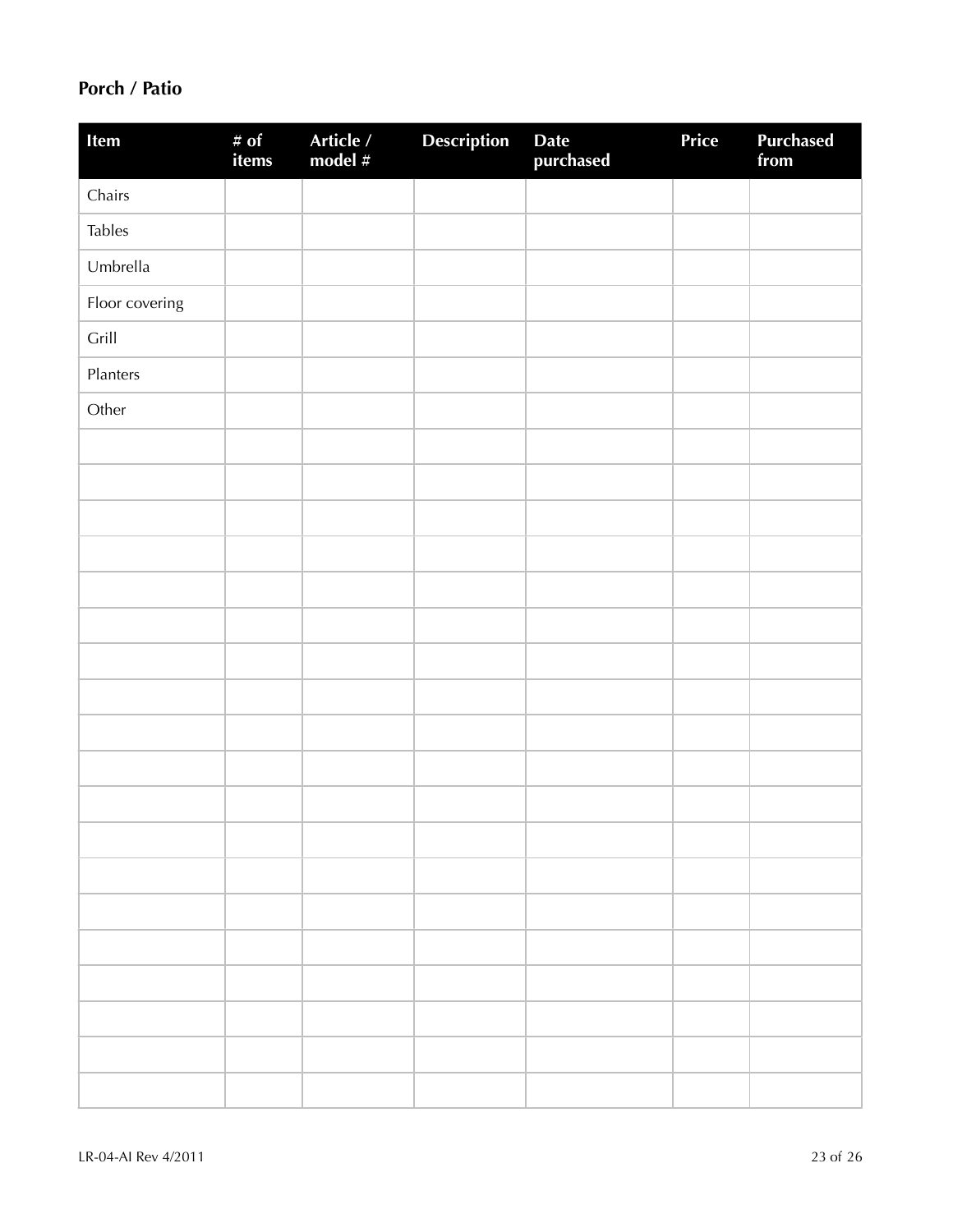## Porch / Patio

| Item | # of items | Article / model # | Description | Date purchased | Price | Purchased from |
|---|---|---|---|---|---|---|
| Chairs | | | | | | |
| Tables | | | | | | |
| Umbrella | | | | | | |
| Floor covering | | | | | | |
| Grill | | | | | | |
| Planters | | | | | | |
| Other | | | | | | |
| | | | | | | |
| | | | | | | |
| | | | | | | |
| | | | | | | |
| | | | | | | |
| | | | | | | |
| | | | | | | |
| | | | | | | |
| | | | | | | |
| | | | | | | |
| | | | | | | |
| | | | | | | |
| | | | | | | |
| | | | | | | |
| | | | | | | |
| | | | | | | |
| | | | | | | |
| | | | | | | |

LR-04-AI Rev 4/2011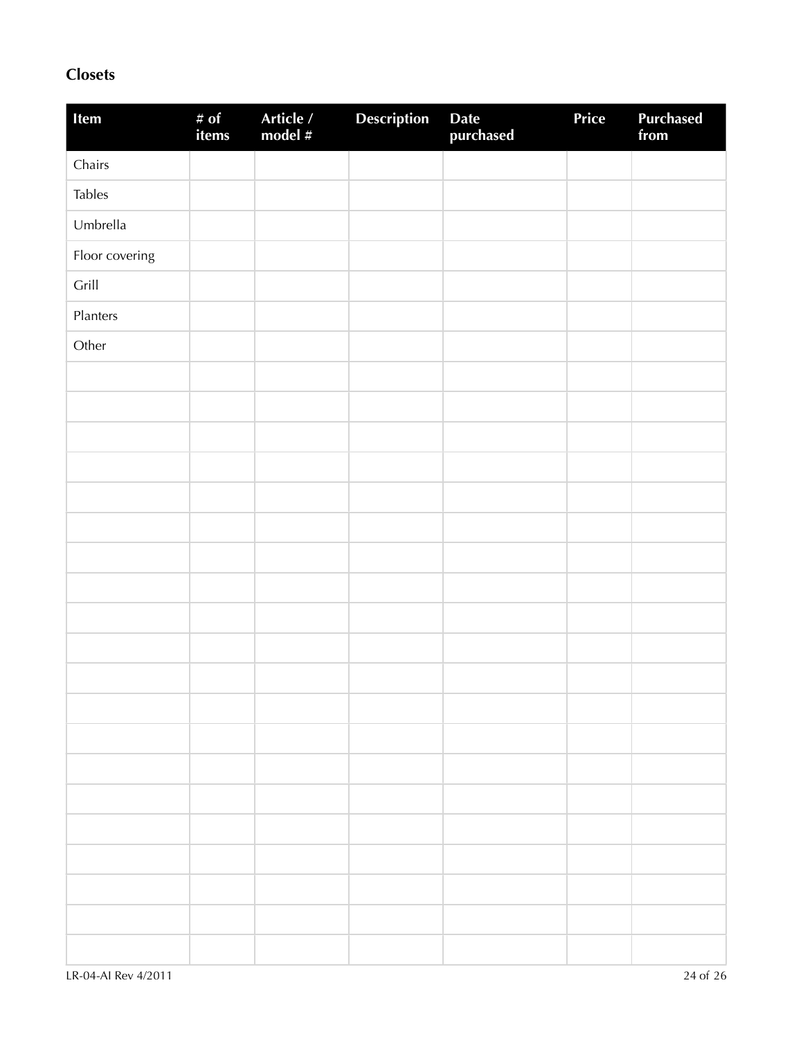## Closets

| Item | # of items | Article / model # | Description | Date purchased | Price | Purchased from |
|---|---|---|---|---|---|---|
| Chairs | | | | | | |
| Tables | | | | | | |
| Umbrella | | | | | | |
| Floor covering | | | | | | |
| Grill | | | | | | |
| Planters | | | | | | |
| Other | | | | | | |
| | | | | | | |
| | | | | | | |
| | | | | | | |
| | | | | | | |
| | | | | | | |
| | | | | | | |
| | | | | | | |
| | | | | | | |
| | | | | | | |
| | | | | | | |
| | | | | | | |
| | | | | | | |
| | | | | | | |
| | | | | | | |
| | | | | | | |
| | | | | | | |
| | | | | | | |
| | | | | | | |
| | | | | | | |

LR-04-AI Rev 4/2011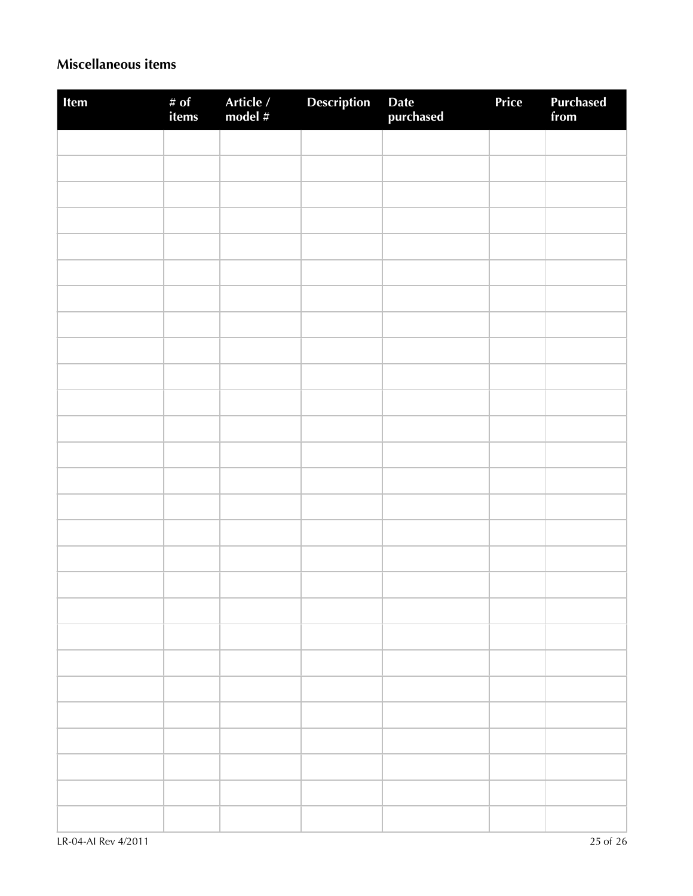## Miscellaneous items

| Item | # of items | Article / model # | Description | Date purchased | Price | Purchased from |
|---|---|---|---|---|---|---|
| | | | | | | |
| | | | | | | |
| | | | | | | |
| | | | | | | |
| | | | | | | |
| | | | | | | |
| | | | | | | |
| | | | | | | |
| | | | | | | |
| | | | | | | |
| | | | | | | |
| | | | | | | |
| | | | | | | |
| | | | | | | |
| | | | | | | |
| | | | | | | |
| | | | | | | |
| | | | | | | |
| | | | | | | |
| | | | | | | |
| | | | | | | |
| | | | | | | |
| | | | | | | |
| | | | | | | |
| | | | | | | |
| | | | | | | |
| | | | | | | |

LR-04-AI Rev 4/2011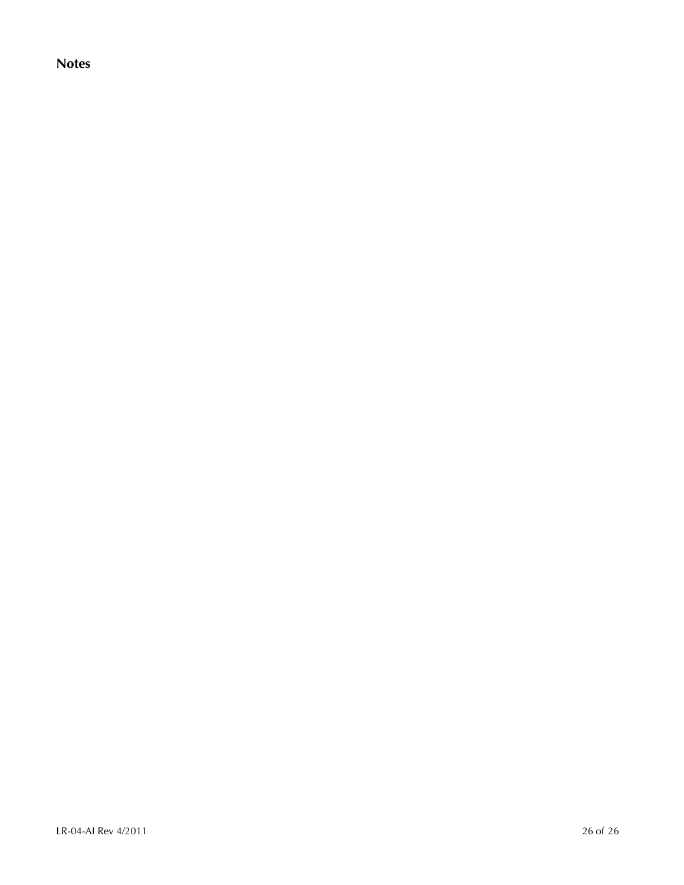## Notes